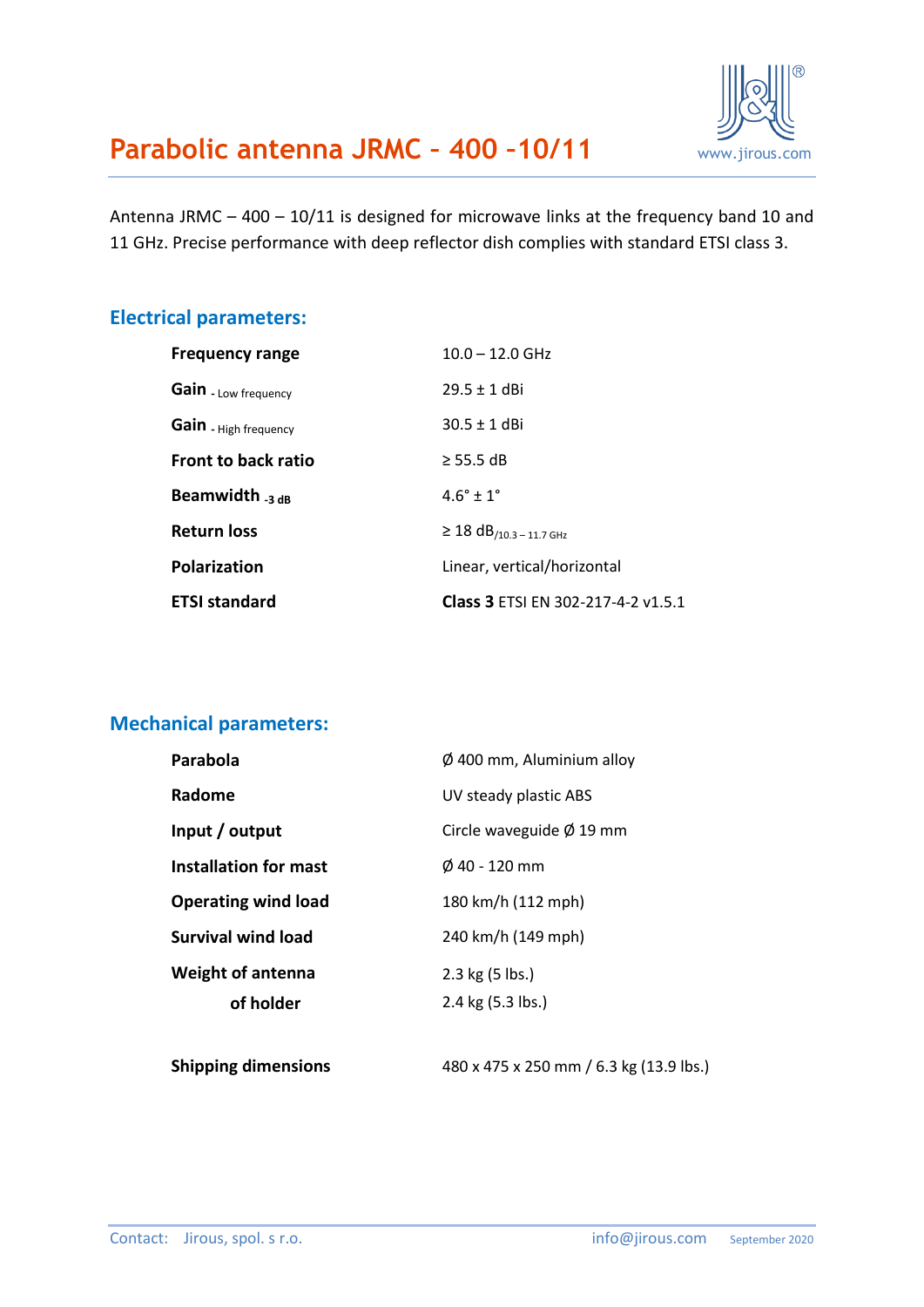# Parabolic antenna JRMC – 400 –10/11

www.jirous.com

Antenna JRMC – 400 – 10/11 is designed for microwave links at the frequency band 10 and 11 GHz. Precise performance with deep reflector dish complies with standard ETSI class 3.

## Electrical parameters:

| | |
|---|---|
| **Frequency range** | 10.0 – 12.0 GHz |
| **Gain** - Low frequency | 29.5 ± 1 dBi |
| **Gain** - High frequency | 30.5 ± 1 dBi |
| **Front to back ratio** | ≥ 55.5 dB |
| **Beamwidth** $_{-3\ dB}$ | 4.6° ± 1° |
| **Return loss** | ≥ 18 dB$_{/10.3 – 11.7\ GHz}$ |
| **Polarization** | Linear, vertical/horizontal |
| **ETSI standard** | **Class 3** ETSI EN 302-217-4-2 v1.5.1 |

## Mechanical parameters:

| | |
|---|---|
| **Parabola** | Ø 400 mm, Aluminium alloy |
| **Radome** | UV steady plastic ABS |
| **Input / output** | Circle waveguide Ø 19 mm |
| **Installation for mast** | Ø 40 - 120 mm |
| **Operating wind load** | 180 km/h (112 mph) |
| **Survival wind load** | 240 km/h (149 mph) |
| **Weight of antenna** | 2.3 kg (5 lbs.) |
| **of holder** | 2.4 kg (5.3 lbs.) |
| **Shipping dimensions** | 480 x 475 x 250 mm / 6.3 kg (13.9 lbs.) |

Contact: Jirous, spol. s r.o. info@jirous.com September 2020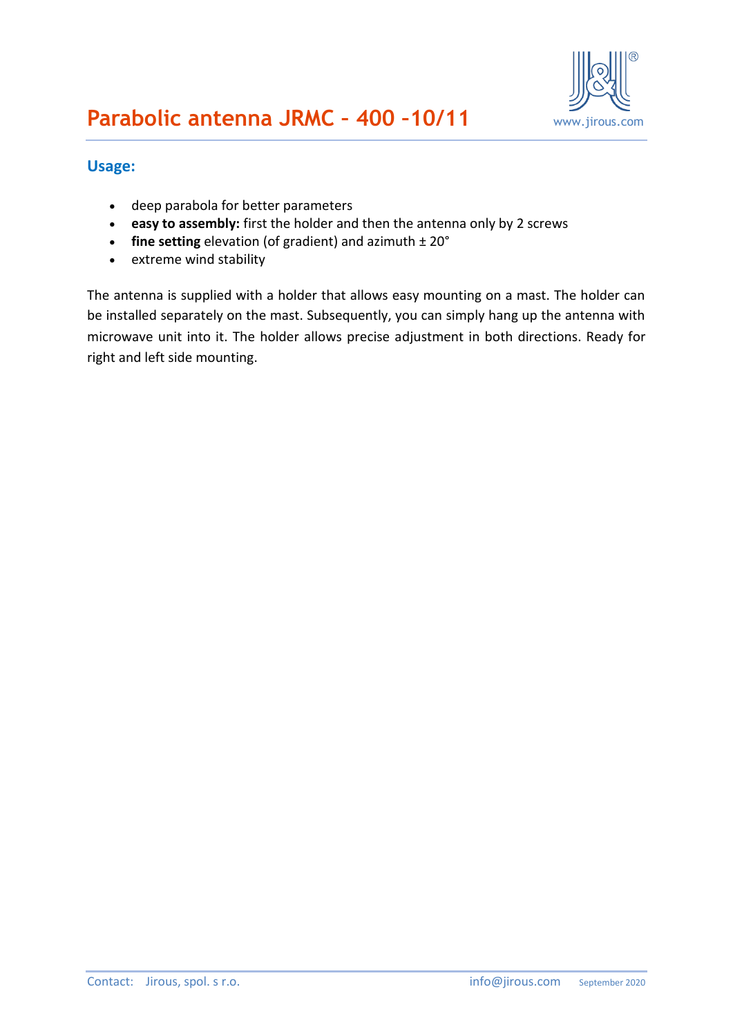# Parabolic antenna JRMC – 400 –10/11

## Usage:

- deep parabola for better parameters
- **easy to assembly:** first the holder and then the antenna only by 2 screws
- **fine setting** elevation (of gradient) and azimuth ± 20°
- extreme wind stability

The antenna is supplied with a holder that allows easy mounting on a mast. The holder can be installed separately on the mast. Subsequently, you can simply hang up the antenna with microwave unit into it. The holder allows precise adjustment in both directions. Ready for right and left side mounting.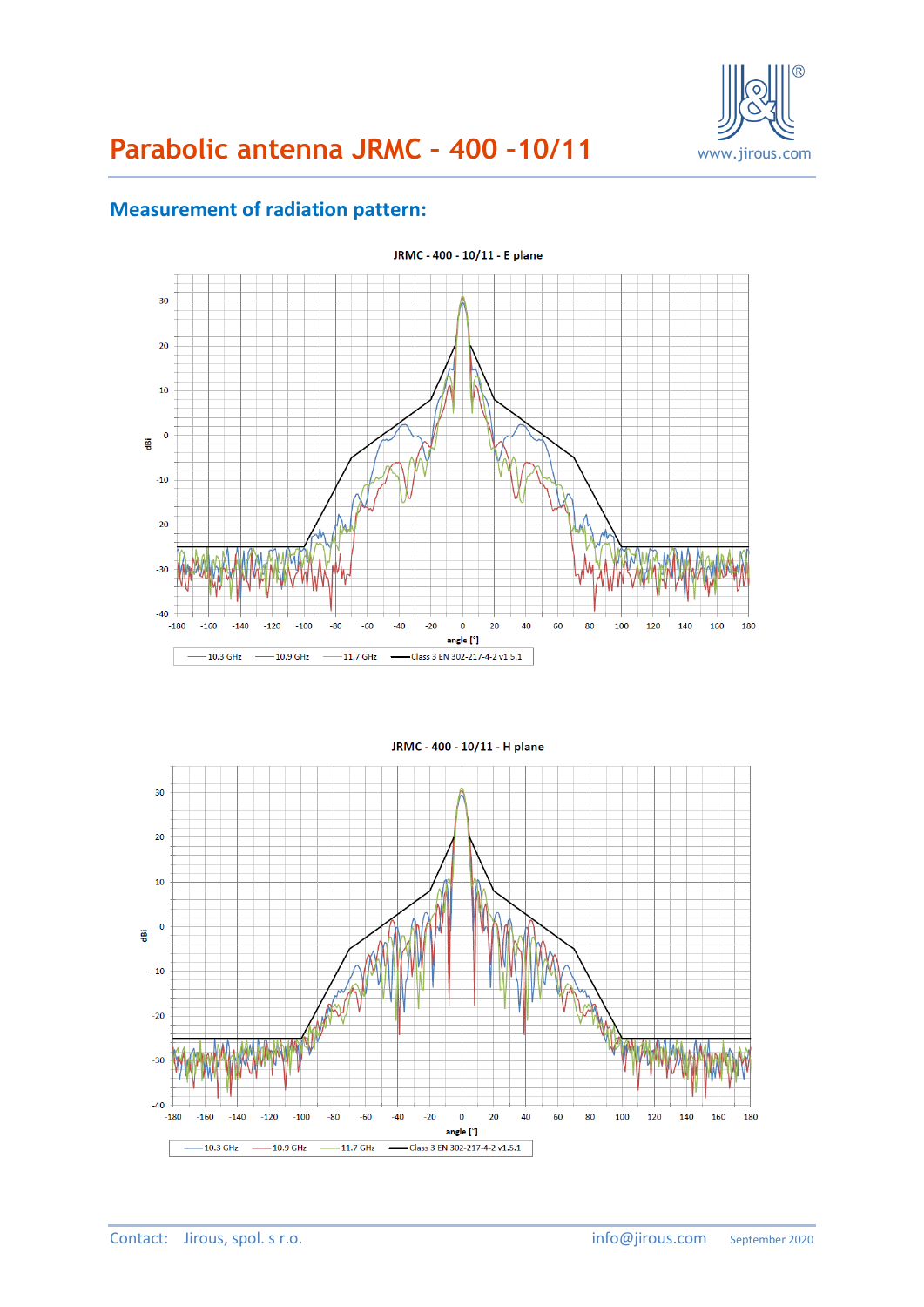# Parabolic antenna JRMC – 400 –10/11

## Measurement of radiation pattern: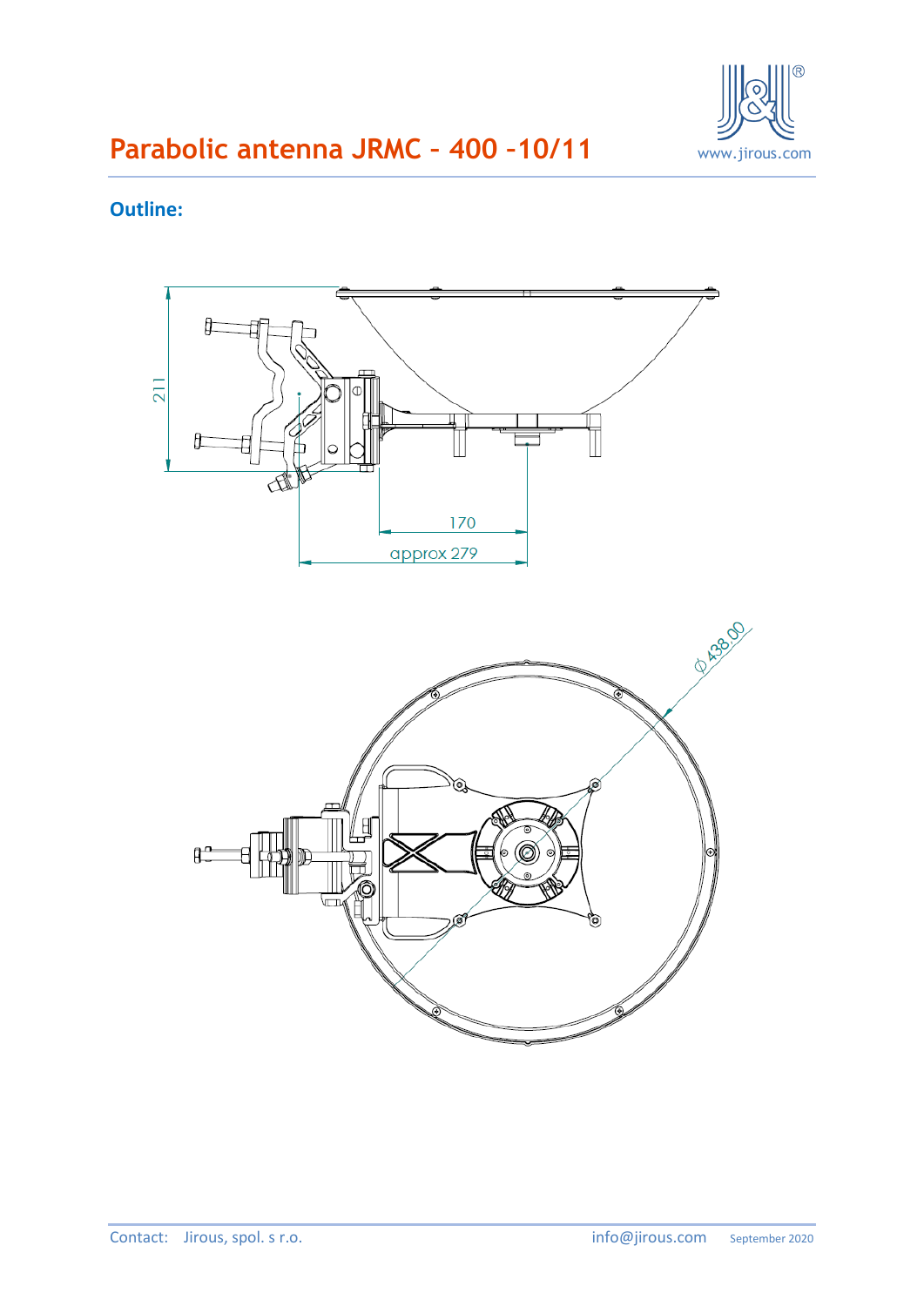# Parabolic antenna JRMC – 400 –10/11

## Outline: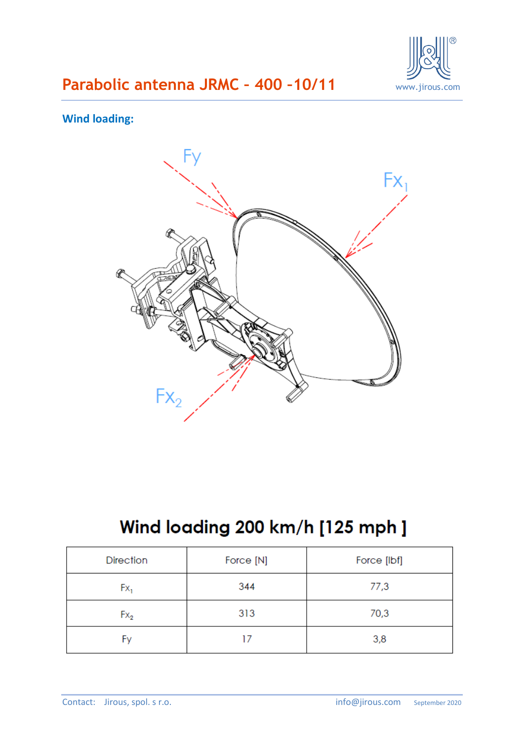# Parabolic antenna JRMC – 400 –10/11

## Wind loading:

Fy

$Fx_1$

$Fx_2$

## Wind loading 200 km/h [125 mph ]

| Direction | Force [N] | Force [lbf] |
|---|---|---|
| $Fx_1$ | 344 | 77,3 |
| $Fx_2$ | 313 | 70,3 |
| Fy | 17 | 3,8 |

Contact: Jirous, spol. s r.o. info@jirous.com September 2020